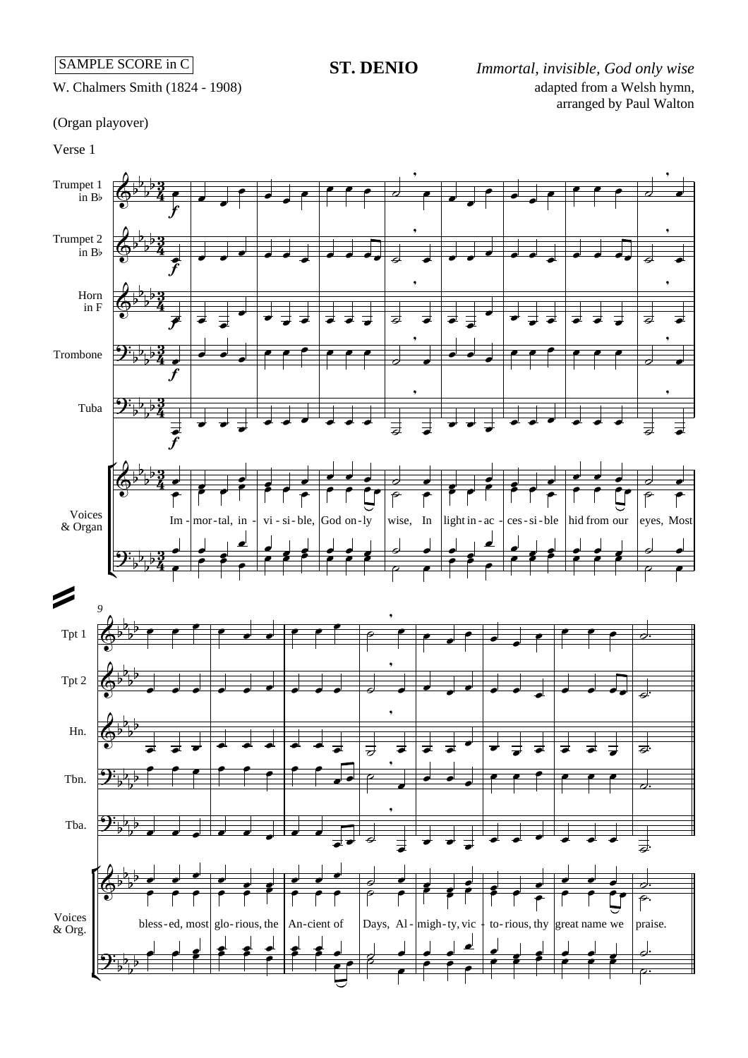SAMPLE SCORE in C

# ST. DENIO

*Immortal, invisible, God only wise*

W. Chalmers Smith (1824 - 1908)

adapted from a Welsh hymn, arranged by Paul Walton

(Organ playover)

Verse 1

Trumpet 1 in B♭
Trumpet 2 in B♭
Horn in F
Trombone
Tuba
Voices & Organ

Im - mor - tal, in - vi - si - ble, God on - ly wise, In light in - ac - ces - si - ble hid from our eyes, Most bless - ed, most glo - rious, the An - cient of Days, Al - migh - ty, vic - to - rious, thy great name we praise.

Tpt 1
Tpt 2
Hn.
Tbn.
Tba.
Voices & Org.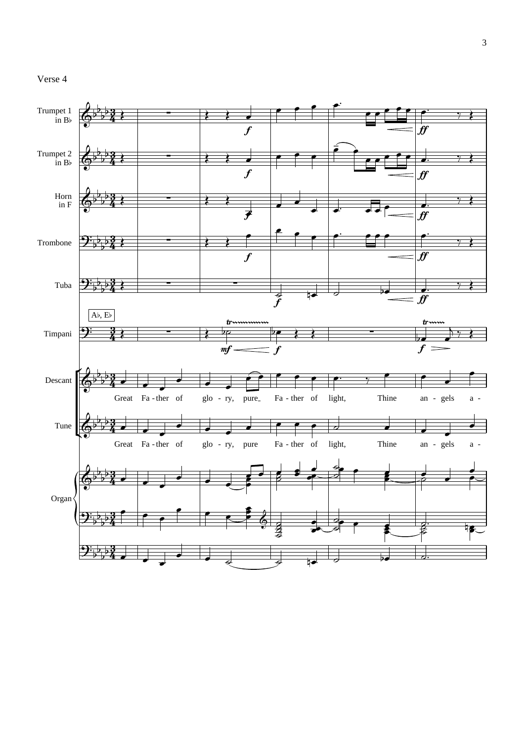Verse 4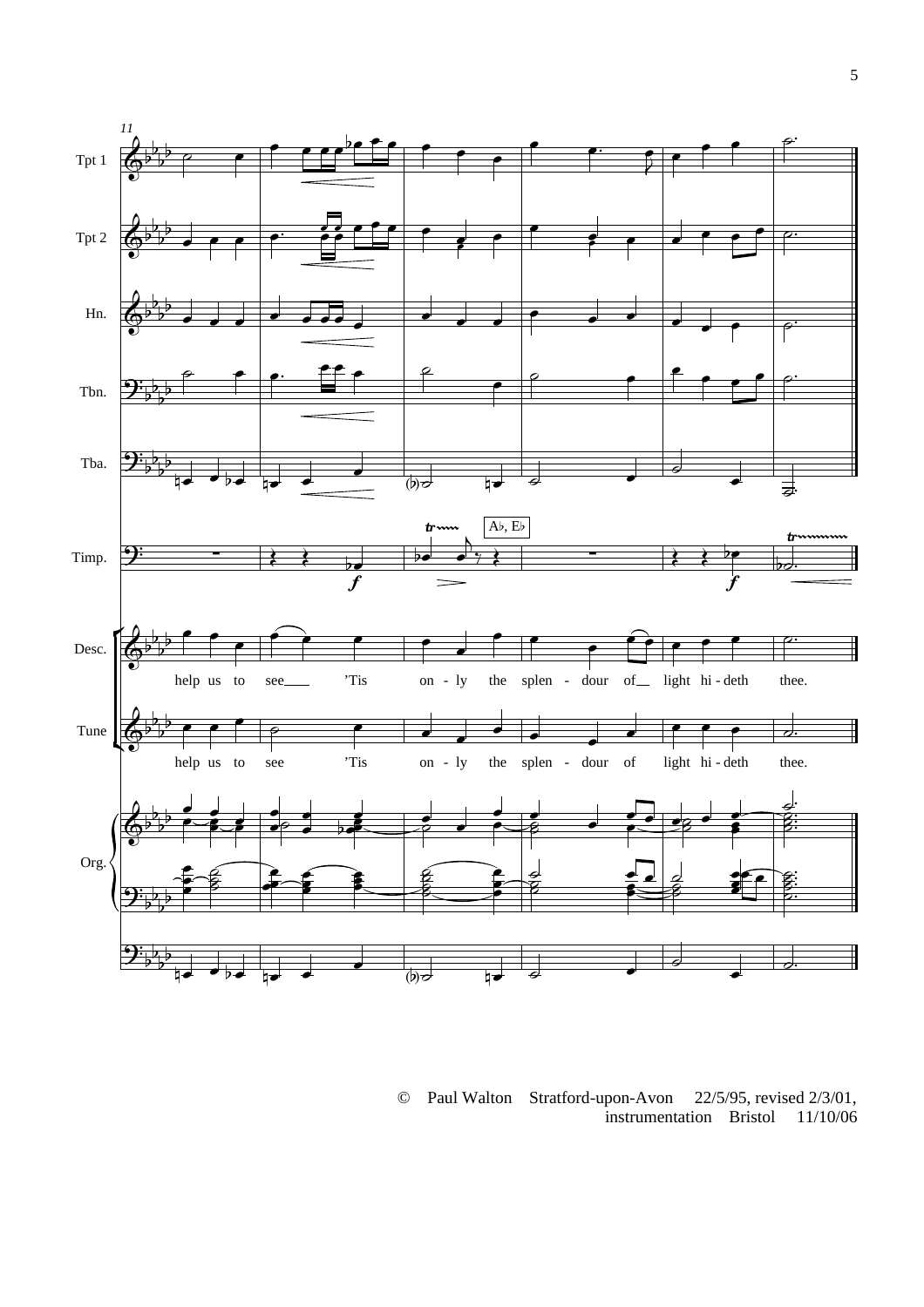© Paul Walton Stratford-upon-Avon 22/5/95, revised 2/3/01,
instrumentation Bristol 11/10/06